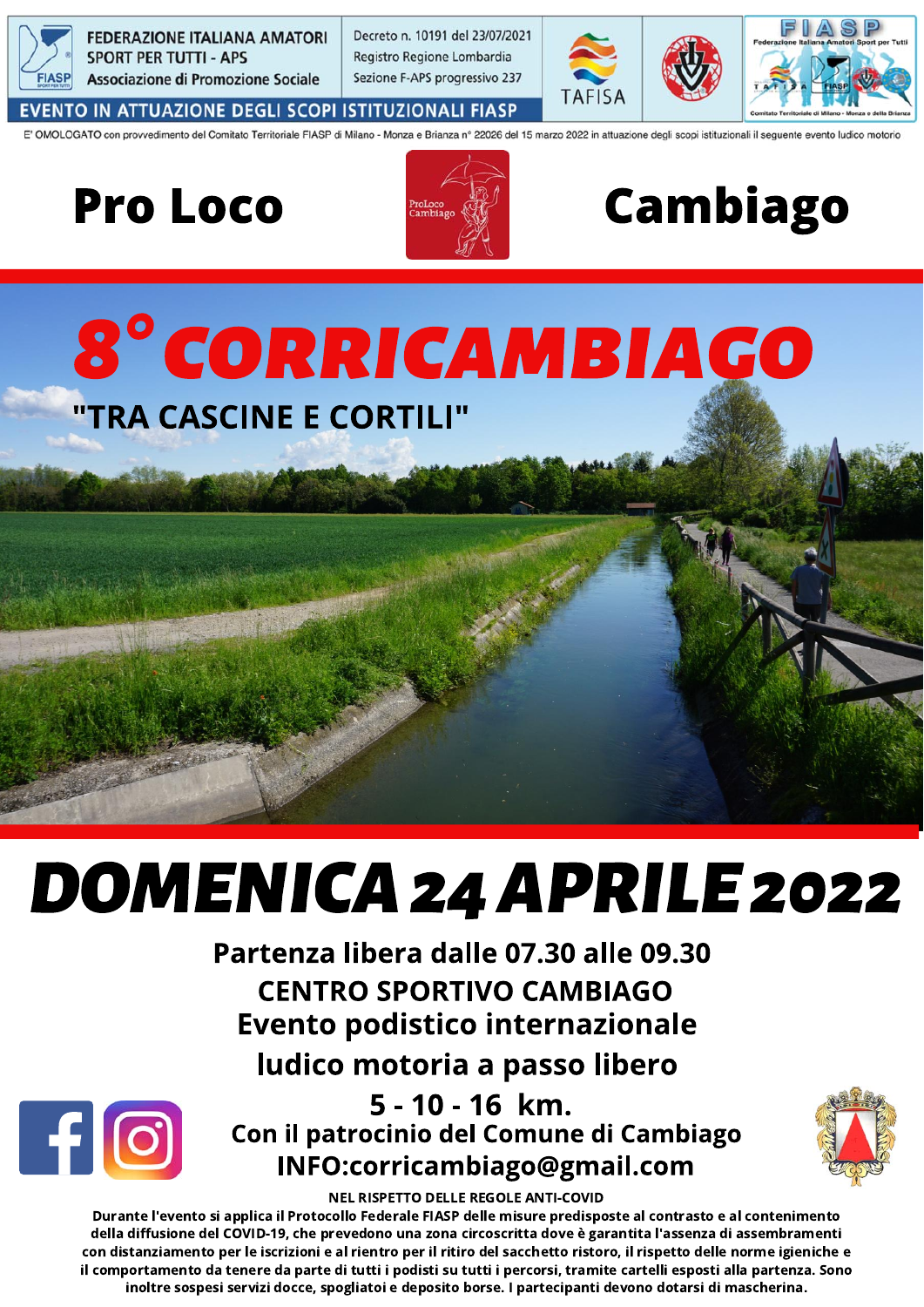FEDERAZIONE ITALIANA AMATORI SPORT PER TUTTI - APS
Associazione di Promozione Sociale

Decreto n. 10191 del 23/07/2021
Registro Regione Lombardia
Sezione F-APS progressivo 237

TAFISA

FIASP Federazione Italiana Amatori Sport per Tutti – Comitato Territoriale di Milano - Monza e della Brianza

EVENTO IN ATTUAZIONE DEGLI SCOPI ISTITUZIONALI FIASP

E' OMOLOGATO con provvedimento del Comitato Territoriale FIASP di Milano - Monza e Brianza n° 22026 del 15 marzo 2022 in attuazione degli scopi istituzionali il seguente evento ludico motorio

**Pro Loco Cambiago**

# 8° CORRICAMBIAGO

## "TRA CASCINE E CORTILI"

# DOMENICA 24 APRILE 2022

**Partenza libera dalle 07.30 alle 09.30**

**CENTRO SPORTIVO CAMBIAGO**

**Evento podistico internazionale**

**ludico motoria a passo libero**

**5 - 10 - 16 km.**

**Con il patrocinio del Comune di Cambiago**

**INFO:corricambiago@gmail.com**

**NEL RISPETTO DELLE REGOLE ANTI-COVID**

**Durante l'evento si applica il Protocollo Federale FIASP delle misure predisposte al contrasto e al contenimento della diffusione del COVID-19, che prevedono una zona circoscritta dove è garantita l'assenza di assembramenti con distanziamento per le iscrizioni e al rientro per il ritiro del sacchetto ristoro, il rispetto delle norme igieniche e il comportamento da tenere da parte di tutti i podisti su tutti i percorsi, tramite cartelli esposti alla partenza. Sono inoltre sospesi servizi docce, spogliatoi e deposito borse. I partecipanti devono dotarsi di mascherina.**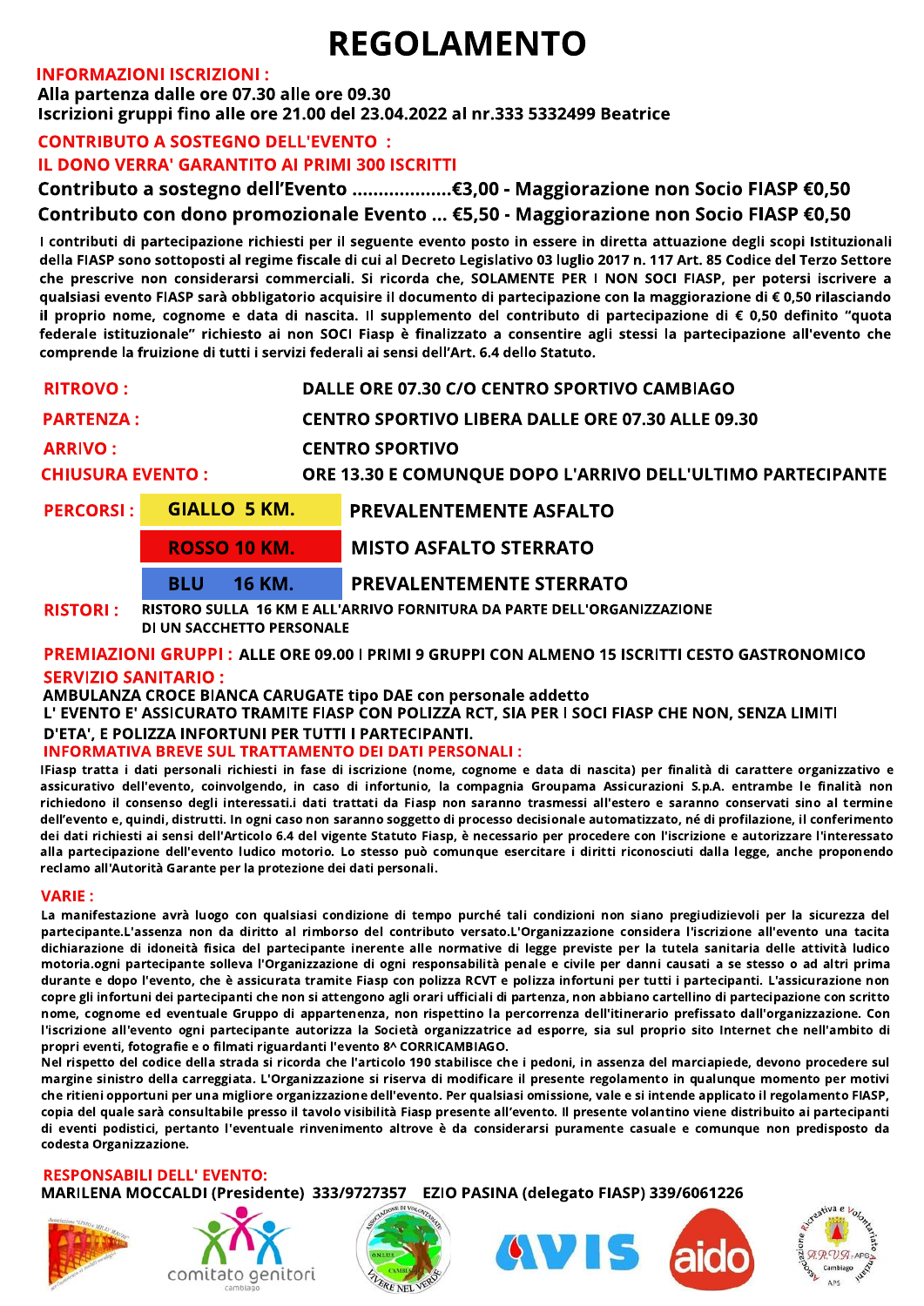# REGOLAMENTO

**INFORMAZIONI ISCRIZIONI :**

**Alla partenza dalle ore 07.30 alle ore 09.30**
**Iscrizioni gruppi fino alle ore 21.00 del 23.04.2022 al nr.333 5332499 Beatrice**

**CONTRIBUTO A SOSTEGNO DELL'EVENTO :**
**IL DONO VERRA' GARANTITO AI PRIMI 300 ISCRITTI**

**Contributo a sostegno dell'Evento ..................€3,00 - Maggiorazione non Socio FIASP €0,50**
**Contributo con dono promozionale Evento ... €5,50 - Maggiorazione non Socio FIASP €0,50**

I contributi di partecipazione richiesti per il seguente evento posto in essere in diretta attuazione degli scopi Istituzionali della FIASP sono sottoposti al regime fiscale di cui al Decreto Legislativo 03 luglio 2017 n. 117 Art. 85 Codice del Terzo Settore che prescrive non considerarsi commerciali. Si ricorda che, SOLAMENTE PER I NON SOCI FIASP, per potersi iscrivere a qualsiasi evento FIASP sarà obbligatorio acquisire il documento di partecipazione con la maggiorazione di € 0,50 rilasciando il proprio nome, cognome e data di nascita. Il supplemento del contributo di partecipazione di € 0,50 definito "quota federale istituzionale" richiesto ai non SOCI Fiasp è finalizzato a consentire agli stessi la partecipazione all'evento che comprende la fruizione di tutti i servizi federali ai sensi dell'Art. 6.4 dello Statuto.

| | |
|---|---|
| **RITROVO :** | DALLE ORE 07.30 C/O CENTRO SPORTIVO CAMBIAGO |
| **PARTENZA :** | CENTRO SPORTIVO LIBERA DALLE ORE 07.30 ALLE 09.30 |
| **ARRIVO :** | CENTRO SPORTIVO |
| **CHIUSURA EVENTO :** | ORE 13.30 E COMUNQUE DOPO L'ARRIVO DELL'ULTIMO PARTECIPANTE |

| | | |
|---|---|---|
| **PERCORSI :** | GIALLO 5 KM. | PREVALENTEMENTE ASFALTO |
| | ROSSO 10 KM. | MISTO ASFALTO STERRATO |
| | BLU 16 KM. | PREVALENTEMENTE STERRATO |

**RISTORI :** RISTORO SULLA 16 KM E ALL'ARRIVO FORNITURA DA PARTE DELL'ORGANIZZAZIONE DI UN SACCHETTO PERSONALE

**PREMIAZIONI GRUPPI :** ALLE ORE 09.00 I PRIMI 9 GRUPPI CON ALMENO 15 ISCRITTI CESTO GASTRONOMICO

**SERVIZIO SANITARIO :**

AMBULANZA CROCE BIANCA CARUGATE tipo DAE con personale addetto
L' EVENTO E' ASSICURATO TRAMITE FIASP CON POLIZZA RCT, SIA PER I SOCI FIASP CHE NON, SENZA LIMITI D'ETA', E POLIZZA INFORTUNI PER TUTTI I PARTECIPANTI.

**INFORMATIVA BREVE SUL TRATTAMENTO DEI DATI PERSONALI :**

IFiasp tratta i dati personali richiesti in fase di iscrizione (nome, cognome e data di nascita) per finalità di carattere organizzativo e assicurativo dell'evento, coinvolgendo, in caso di infortunio, la compagnia Groupama Assicurazioni S.p.A. entrambe le finalità non richiedono il consenso degli interessati.i dati trattati da Fiasp non saranno trasmessi all'estero e saranno conservati sino al termine dell'evento e, quindi, distrutti. In ogni caso non saranno soggetto di processo decisionale automatizzato, né di profilazione, il conferimento dei dati richiesti ai sensi dell'Articolo 6.4 del vigente Statuto Fiasp, è necessario per procedere con l'iscrizione e autorizzare l'interessato alla partecipazione dell'evento ludico motorio. Lo stesso può comunque esercitare i diritti riconosciuti dalla legge, anche proponendo reclamo all'Autorità Garante per la protezione dei dati personali.

**VARIE :**

La manifestazione avrà luogo con qualsiasi condizione di tempo purché tali condizioni non siano pregiudizievoli per la sicurezza dei partecipante.L'assenza non da diritto al rimborso del contributo versato.L'Organizzazione considera l'iscrizione all'evento una tacita dichiarazione di idoneità fisica del partecipante inerente alle normative di legge previste per la tutela sanitaria delle attività ludico motoria.ogni partecipante solleva l'Organizzazione di ogni responsabilità penale e civile per danni causati a se stesso o ad altri prima durante e dopo l'evento, che è assicurata tramite Fiasp con polizza RCVT e polizza infortuni per tutti i partecipanti. L'assicurazione non copre gli infortuni dei partecipanti che non si attengono agli orari ufficiali di partenza, non abbiano cartellino di partecipazione con scritto nome, cognome ed eventuale Gruppo di appartenenza, non rispettino la percorrenza dell'itinerario prefissato dall'organizzazione. Con l'iscrizione all'evento ogni partecipante autorizza la Società organizzatrice ad esporre, sia sul proprio sito Internet che nell'ambito di propri eventi, fotografie e o filmati riguardanti l'evento 8^ CORRICAMBIAGO.
Nel rispetto del codice della strada si ricorda che l'articolo 190 stabilisce che i pedoni, in assenza del marciapiede, devono procedere sul margine sinistro della carreggiata. L'Organizzazione si riserva di modificare il presente regolamento in qualunque momento per motivi che ritieni opportuni per una migliore organizzazione dell'evento. Per qualsiasi omissione, vale e si intende applicato il regolamento FIASP, copia del quale sarà consultabile presso il tavolo visibilità Fiasp presente all'evento. Il presente volantino viene distribuito ai partecipanti di eventi podistici, pertanto l'eventuale rinvenimento altrove è da considerarsi puramente casuale e comunque non predisposto da codesta Organizzazione.

**RESPONSABILI DELL' EVENTO:**

**MARILENA MOCCALDI (Presidente) 333/9727357 EZIO PASINA (delegato FIASP) 339/6061226**